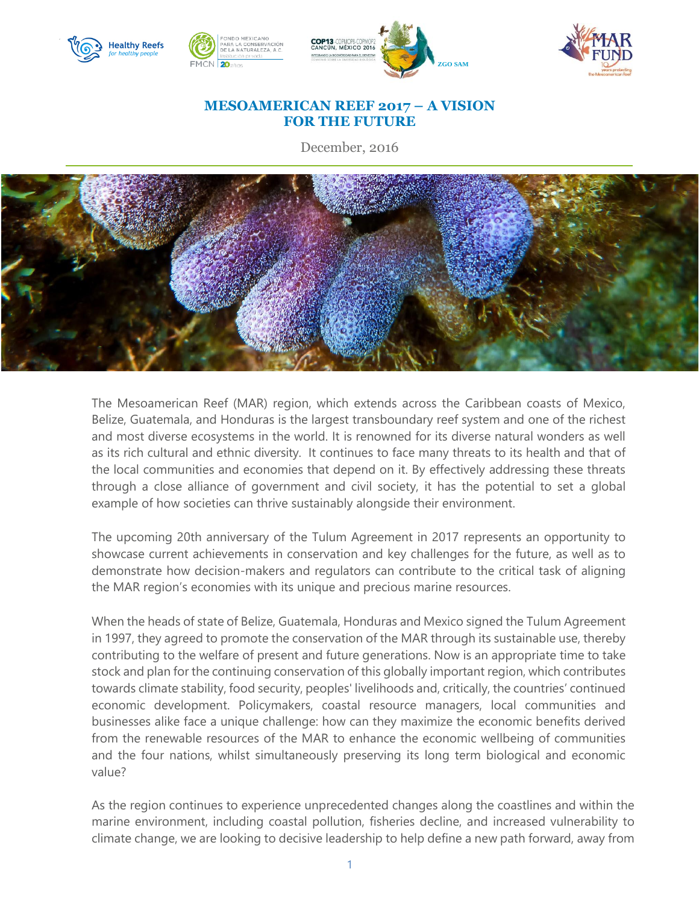# MESOAMERICAN REEF 2017 – A VISION FOR THE FUTURE

December, 2016

The Mesoamerican Reef (MAR) region, which extends across the Caribbean coasts of Mexico, Belize, Guatemala, and Honduras is the largest transboundary reef system and one of the richest and most diverse ecosystems in the world. It is renowned for its diverse natural wonders as well as its rich cultural and ethnic diversity. It continues to face many threats to its health and that of the local communities and economies that depend on it. By effectively addressing these threats through a close alliance of government and civil society, it has the potential to set a global example of how societies can thrive sustainably alongside their environment.

The upcoming 20th anniversary of the Tulum Agreement in 2017 represents an opportunity to showcase current achievements in conservation and key challenges for the future, as well as to demonstrate how decision-makers and regulators can contribute to the critical task of aligning the MAR region's economies with its unique and precious marine resources.

When the heads of state of Belize, Guatemala, Honduras and Mexico signed the Tulum Agreement in 1997, they agreed to promote the conservation of the MAR through its sustainable use, thereby contributing to the welfare of present and future generations. Now is an appropriate time to take stock and plan for the continuing conservation of this globally important region, which contributes towards climate stability, food security, peoples' livelihoods and, critically, the countries' continued economic development. Policymakers, coastal resource managers, local communities and businesses alike face a unique challenge: how can they maximize the economic benefits derived from the renewable resources of the MAR to enhance the economic wellbeing of communities and the four nations, whilst simultaneously preserving its long term biological and economic value?

As the region continues to experience unprecedented changes along the coastlines and within the marine environment, including coastal pollution, fisheries decline, and increased vulnerability to climate change, we are looking to decisive leadership to help define a new path forward, away from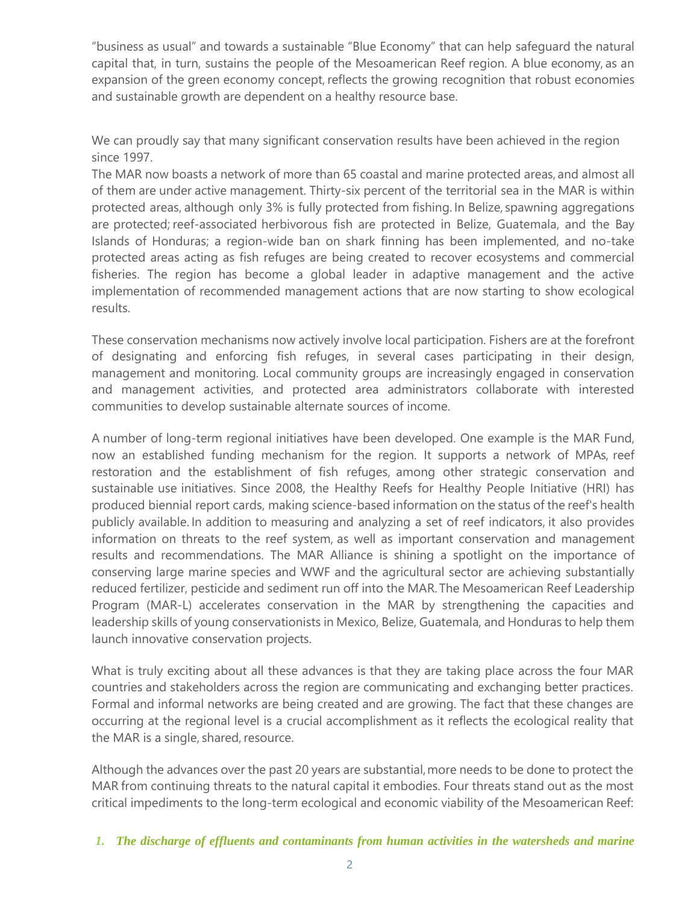"business as usual" and towards a sustainable "Blue Economy" that can help safeguard the natural capital that, in turn, sustains the people of the Mesoamerican Reef region. A blue economy, as an expansion of the green economy concept, reflects the growing recognition that robust economies and sustainable growth are dependent on a healthy resource base.

We can proudly say that many significant conservation results have been achieved in the region since 1997.

The MAR now boasts a network of more than 65 coastal and marine protected areas, and almost all of them are under active management. Thirty-six percent of the territorial sea in the MAR is within protected areas, although only 3% is fully protected from fishing. In Belize, spawning aggregations are protected; reef-associated herbivorous fish are protected in Belize, Guatemala, and the Bay Islands of Honduras; a region-wide ban on shark finning has been implemented, and no-take protected areas acting as fish refuges are being created to recover ecosystems and commercial fisheries. The region has become a global leader in adaptive management and the active implementation of recommended management actions that are now starting to show ecological results.

These conservation mechanisms now actively involve local participation. Fishers are at the forefront of designating and enforcing fish refuges, in several cases participating in their design, management and monitoring. Local community groups are increasingly engaged in conservation and management activities, and protected area administrators collaborate with interested communities to develop sustainable alternate sources of income.

A number of long-term regional initiatives have been developed. One example is the MAR Fund, now an established funding mechanism for the region. It supports a network of MPAs, reef restoration and the establishment of fish refuges, among other strategic conservation and sustainable use initiatives. Since 2008, the Healthy Reefs for Healthy People Initiative (HRI) has produced biennial report cards, making science-based information on the status of the reef's health publicly available. In addition to measuring and analyzing a set of reef indicators, it also provides information on threats to the reef system, as well as important conservation and management results and recommendations. The MAR Alliance is shining a spotlight on the importance of conserving large marine species and WWF and the agricultural sector are achieving substantially reduced fertilizer, pesticide and sediment run off into the MAR. The Mesoamerican Reef Leadership Program (MAR-L) accelerates conservation in the MAR by strengthening the capacities and leadership skills of young conservationists in Mexico, Belize, Guatemala, and Honduras to help them launch innovative conservation projects.

What is truly exciting about all these advances is that they are taking place across the four MAR countries and stakeholders across the region are communicating and exchanging better practices. Formal and informal networks are being created and are growing. The fact that these changes are occurring at the regional level is a crucial accomplishment as it reflects the ecological reality that the MAR is a single, shared, resource.

Although the advances over the past 20 years are substantial, more needs to be done to protect the MAR from continuing threats to the natural capital it embodies. Four threats stand out as the most critical impediments to the long-term ecological and economic viability of the Mesoamerican Reef:

1. ***The discharge of effluents and contaminants from human activities in the watersheds and marine***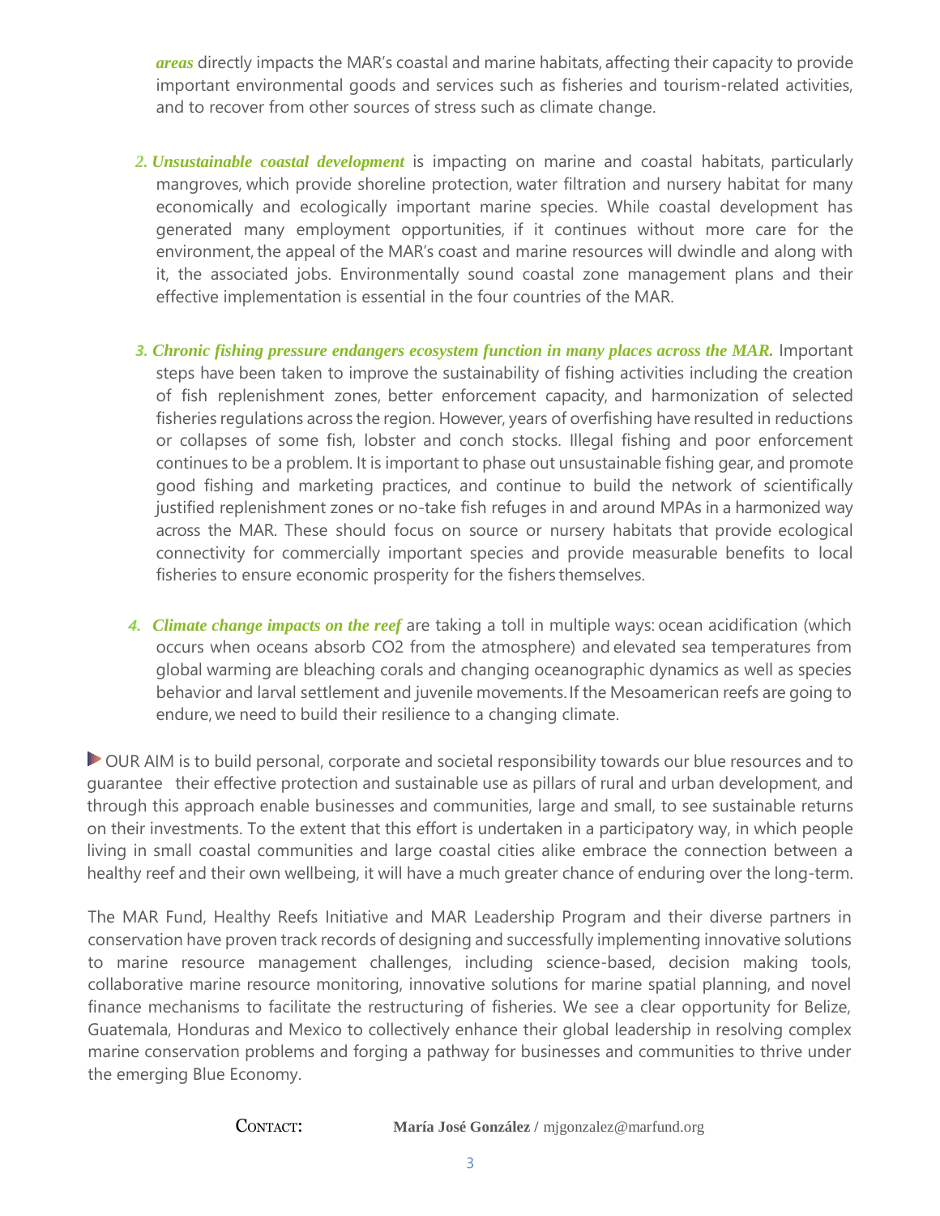*areas* directly impacts the MAR's coastal and marine habitats, affecting their capacity to provide important environmental goods and services such as fisheries and tourism-related activities, and to recover from other sources of stress such as climate change.

2. ***Unsustainable coastal development*** is impacting on marine and coastal habitats, particularly mangroves, which provide shoreline protection, water filtration and nursery habitat for many economically and ecologically important marine species. While coastal development has generated many employment opportunities, if it continues without more care for the environment, the appeal of the MAR's coast and marine resources will dwindle and along with it, the associated jobs. Environmentally sound coastal zone management plans and their effective implementation is essential in the four countries of the MAR.

3. ***Chronic fishing pressure endangers ecosystem function in many places across the MAR.*** Important steps have been taken to improve the sustainability of fishing activities including the creation of fish replenishment zones, better enforcement capacity, and harmonization of selected fisheries regulations across the region. However, years of overfishing have resulted in reductions or collapses of some fish, lobster and conch stocks. Illegal fishing and poor enforcement continues to be a problem. It is important to phase out unsustainable fishing gear, and promote good fishing and marketing practices, and continue to build the network of scientifically justified replenishment zones or no-take fish refuges in and around MPAs in a harmonized way across the MAR. These should focus on source or nursery habitats that provide ecological connectivity for commercially important species and provide measurable benefits to local fisheries to ensure economic prosperity for the fishers themselves.

4. ***Climate change impacts on the reef*** are taking a toll in multiple ways: ocean acidification (which occurs when oceans absorb $CO_2$ from the atmosphere) and elevated sea temperatures from global warming are bleaching corals and changing oceanographic dynamics as well as species behavior and larval settlement and juvenile movements. If the Mesoamerican reefs are going to endure, we need to build their resilience to a changing climate.

OUR AIM is to build personal, corporate and societal responsibility towards our blue resources and to guarantee their effective protection and sustainable use as pillars of rural and urban development, and through this approach enable businesses and communities, large and small, to see sustainable returns on their investments. To the extent that this effort is undertaken in a participatory way, in which people living in small coastal communities and large coastal cities alike embrace the connection between a healthy reef and their own wellbeing, it will have a much greater chance of enduring over the long-term.

The MAR Fund, Healthy Reefs Initiative and MAR Leadership Program and their diverse partners in conservation have proven track records of designing and successfully implementing innovative solutions to marine resource management challenges, including science-based, decision making tools, collaborative marine resource monitoring, innovative solutions for marine spatial planning, and novel finance mechanisms to facilitate the restructuring of fisheries. We see a clear opportunity for Belize, Guatemala, Honduras and Mexico to collectively enhance their global leadership in resolving complex marine conservation problems and forging a pathway for businesses and communities to thrive under the emerging Blue Economy.

CONTACT: **María José González** / mjgonzalez@marfund.org